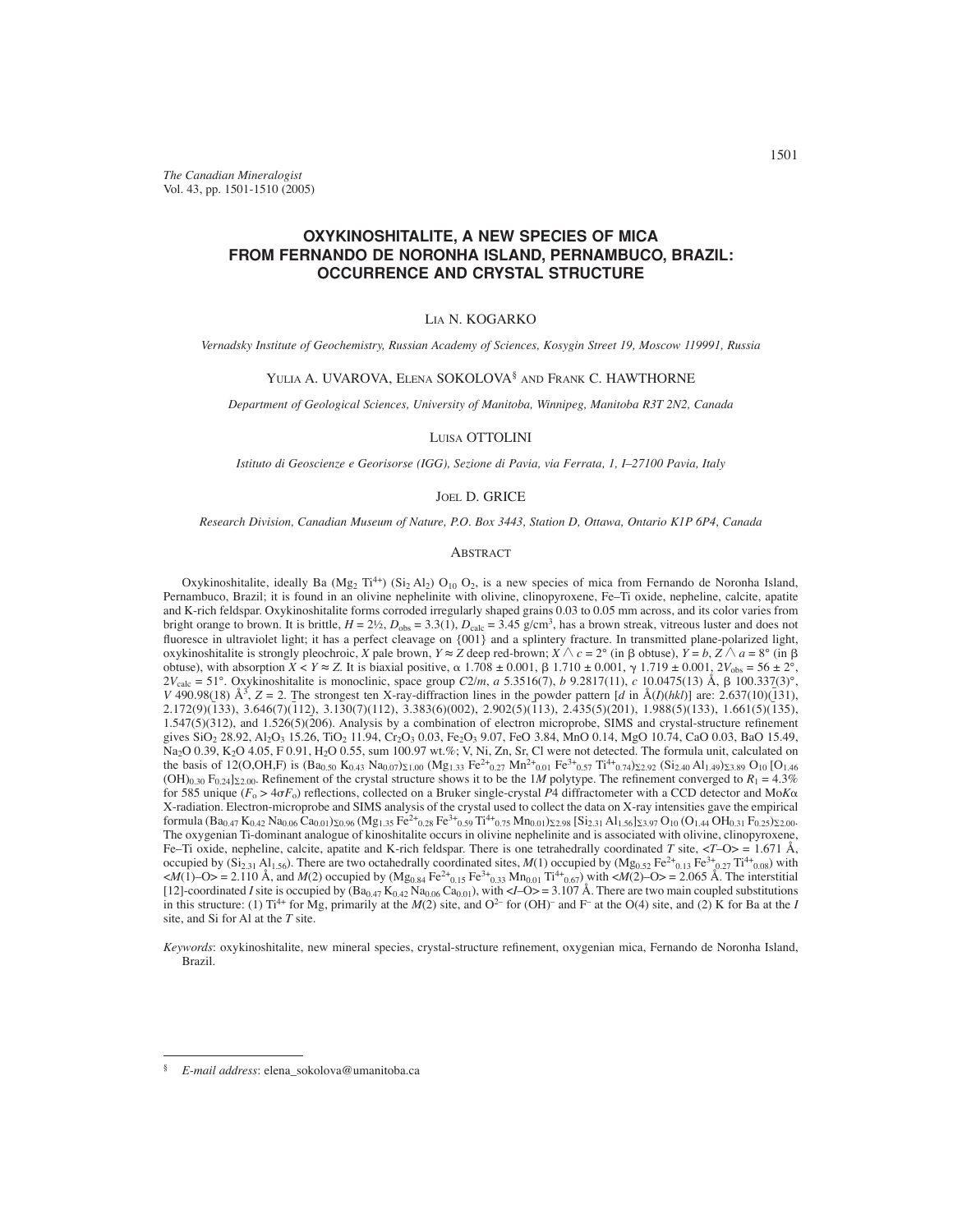*The Canadian Mineralogist*
Vol. 43, pp. 1501-1510 (2005)

# OXYKINOSHITALITE, A NEW SPECIES OF MICA FROM FERNANDO DE NORONHA ISLAND, PERNAMBUCO, BRAZIL: OCCURRENCE AND CRYSTAL STRUCTURE

LIA N. KOGARKO

*Vernadsky Institute of Geochemistry, Russian Academy of Sciences, Kosygin Street 19, Moscow 119991, Russia*

YULIA A. UVAROVA, ELENA SOKOLOVA[§] AND FRANK C. HAWTHORNE

*Department of Geological Sciences, University of Manitoba, Winnipeg, Manitoba R3T 2N2, Canada*

LUISA OTTOLINI

*Istituto di Geoscienze e Georisorse (IGG), Sezione di Pavia, via Ferrata, 1, I–27100 Pavia, Italy*

JOEL D. GRICE

*Research Division, Canadian Museum of Nature, P.O. Box 3443, Station D, Ottawa, Ontario K1P 6P4, Canada*

## ABSTRACT

Oxykinoshitalite, ideally Ba ($Mg_2$ $Ti^{4+}$) ($Si_2$ $Al_2$) $O_{10}$ $O_2$, is a new species of mica from Fernando de Noronha Island, Pernambuco, Brazil; it is found in an olivine nephelinite with olivine, clinopyroxene, Fe–Ti oxide, nepheline, calcite, apatite and K-rich feldspar. Oxykinoshitalite forms corroded irregularly shaped grains 0.03 to 0.05 mm across, and its color varies from bright orange to brown. It is brittle, $H = 2½$, $D_{obs} = 3.3(1)$, $D_{calc} = 3.45$ g/cm$^3$, has a brown streak, vitreous luster and does not fluoresce in ultraviolet light; it has a perfect cleavage on {001} and a splintery fracture. In transmitted plane-polarized light, oxykinoshitalite is strongly pleochroic, *X* pale brown, $Y \approx Z$ deep red-brown; $X \wedge c = 2°$ (in β obtuse), $Y = b$, $Z \wedge a = 8°$ (in β obtuse), with absorption $X < Y \approx Z$. It is biaxial positive, α 1.708 ± 0.001, β 1.710 ± 0.001, γ 1.719 ± 0.001, $2V_{obs} = 56 ± 2°$, $2V_{calc} = 51°$. Oxykinoshitalite is monoclinic, space group *C*2/*m*, *a* 5.3516(7), *b* 9.2817(11), *c* 10.0475(13) Å, β 100.337(3)°, *V* 490.98(18) Å$^3$, *Z* = 2. The strongest ten X-ray-diffraction lines in the powder pattern [*d* in Å(*I*)(*hkl*)] are: 2.637(10)($\bar{1}$31), 2.172(9)($\bar{1}$33), 3.646(7)($\bar{1}$12), 3.130(7)(112), 3.383(6)(002), 2.902(5)($\bar{1}$13), 2.435(5)(201), 1.988(5)(133), 1.661(5)($\bar{1}$35), 1.547(5)(312), and 1.526(5)(206). Analysis by a combination of electron microprobe, SIMS and crystal-structure refinement gives $SiO_2$ 28.92, $Al_2O_3$ 15.26, $TiO_2$ 11.94, $Cr_2O_3$ 0.03, $Fe_2O_3$ 9.07, FeO 3.84, MnO 0.14, MgO 10.74, CaO 0.03, BaO 15.49, $Na_2O$ 0.39, $K_2O$ 4.05, F 0.91, $H_2O$ 0.55, sum 100.97 wt.%; V, Ni, Zn, Sr, Cl were not detected. The formula unit, calculated on the basis of 12(O,OH,F) is $(Ba_{0.50}\ K_{0.43}\ Na_{0.07})_{\Sigma 1.00}$ $(Mg_{1.33}\ Fe^{2+}_{0.27}\ Mn^{2+}_{0.01}\ Fe^{3+}_{0.57}\ Ti^{4+}_{0.74})_{\Sigma 2.92}$ $(Si_{2.40}\ Al_{1.49})_{\Sigma 3.89}$ $O_{10}$ $[O_{1.46}\ (OH)_{0.30}\ F_{0.24}]_{\Sigma 2.00}$. Refinement of the crystal structure shows it to be the 1*M* polytype. The refinement converged to $R_1$ = 4.3% for 585 unique ($F_o > 4\sigma F_o$) reflections, collected on a Bruker single-crystal *P*4 diffractometer with a CCD detector and Mo*K*α X-radiation. Electron-microprobe and SIMS analysis of the crystal used to collect the data on X-ray intensities gave the empirical formula $(Ba_{0.47}\ K_{0.42}\ Na_{0.06}\ Ca_{0.01})_{\Sigma 0.96}$ $(Mg_{1.35}\ Fe^{2+}_{0.28}\ Fe^{3+}_{0.59}\ Ti^{4+}_{0.75}\ Mn_{0.01})_{\Sigma 2.98}$ $[Si_{2.31}\ Al_{1.56}]_{\Sigma 3.97}$ $O_{10}$ $(O_{1.44}\ OH_{0.31}\ F_{0.25})_{\Sigma 2.00}$. The oxygenian Ti-dominant analogue of kinoshitalite occurs in olivine nephelinite and is associated with olivine, clinopyroxene, Fe–Ti oxide, nepheline, calcite, apatite and K-rich feldspar. There is one tetrahedrally coordinated *T* site, <*T*–O> = 1.671 Å, occupied by ($Si_{2.31}$ $Al_{1.56}$). There are two octahedrally coordinated sites, *M*(1) occupied by ($Mg_{0.52}$ $Fe^{2+}_{0.13}$ $Fe^{3+}_{0.27}$ $Ti^{4+}_{0.08}$) with <*M*(1)–O> = 2.110 Å, and *M*(2) occupied by ($Mg_{0.84}$ $Fe^{2+}_{0.15}$ $Fe^{3+}_{0.33}$ $Mn_{0.01}$ $Ti^{4+}_{0.67}$) with <*M*(2)–O> = 2.065 Å. The interstitial [12]-coordinated *I* site is occupied by ($Ba_{0.47}$ $K_{0.42}$ $Na_{0.06}$ $Ca_{0.01}$), with <*I*–O> = 3.107 Å. There are two main coupled substitutions in this structure: (1) $Ti^{4+}$ for Mg, primarily at the *M*(2) site, and $O^{2-}$ for $(OH)^-$ and $F^-$ at the O(4) site, and (2) K for Ba at the *I* site, and Si for Al at the *T* site.

*Keywords*: oxykinoshitalite, new mineral species, crystal-structure refinement, oxygenian mica, Fernando de Noronha Island, Brazil.

---

[§] *E-mail address*: elena_sokolova@umanitoba.ca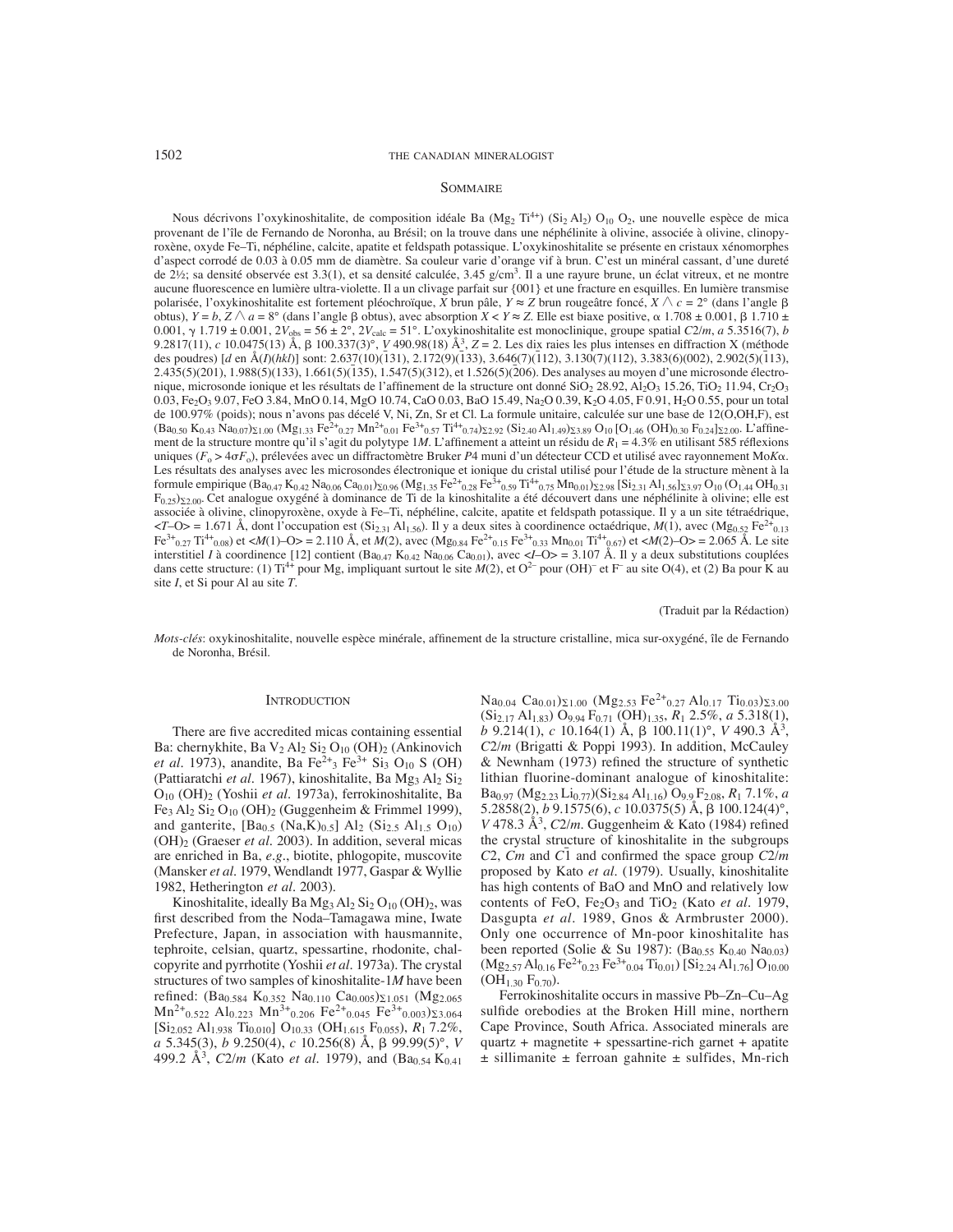## Sommaire

Nous décrivons l'oxykinoshitalite, de composition idéale Ba ($Mg_2$ $Ti^{4+}$) ($Si_2$ $Al_2$) $O_{10}$ $O_2$, une nouvelle espèce de mica provenant de l'île de Fernando de Noronha, au Brésil; on la trouve dans une néphélinite à olivine, associée à olivine, clinopyroxène, oxyde Fe–Ti, néphéline, calcite, apatite et feldspath potassique. L'oxykinoshitalite se présente en cristaux xénomorphes d'aspect corrodé de 0.03 à 0.05 mm de diamètre. Sa couleur varie d'orange vif à brun. C'est un minéral cassant, d'une dureté de 2½; sa densité observée est 3.3(1), et sa densité calculée, 3.45 g/cm³. Il a une rayure brune, un éclat vitreux, et ne montre aucune fluorescence en lumière ultra-violette. Il a un clivage parfait sur {001} et une fracture en esquilles. En lumière transmise polarisée, l'oxykinoshitalite est fortement pléochroïque, *X* brun pâle, *Y* ≈ *Z* brun rougeâtre foncé, $X \wedge c = 2°$ (dans l'angle β obtus), *Y* = *b*, $Z \wedge a = 8°$ (dans l'angle β obtus), avec absorption *X* < *Y* ≈ *Z*. Elle est biaxe positive, α 1.708 ± 0.001, β 1.710 ± 0.001, γ 1.719 ± 0.001, $2V_{obs}$ = 56 ± 2°, $2V_{calc}$ = 51°. L'oxykinoshitalite est monoclinique, groupe spatial *C*2/*m*, *a* 5.3516(7), *b* 9.2817(11), *c* 10.0475(13) Å, β 100.337(3)°, *V* 490.98(18) Å³, *Z* = 2. Les dix raies les plus intenses en diffraction X (méthode des poudres) [*d* en Å(*I*)(*hkl*)] sont: 2.637(10)($\bar{1}$31), 2.172(9)($\bar{1}$33), 3.646(7)($\bar{1}$12), 3.130(7)(112), 3.383(6)(002), 2.902(5)($\bar{1}$13), 2.435(5)(201), 1.988(5)(133), 1.661(5)($\bar{1}$35), 1.547(5)(312), et 1.526(5)(206). Des analyses au moyen d'une microsonde électronique, microsonde ionique et les résultats de l'affinement de la structure ont donné $SiO_2$ 28.92, $Al_2O_3$ 15.26, $TiO_2$ 11.94, $Cr_2O_3$ 0.03, $Fe_2O_3$ 9.07, FeO 3.84, MnO 0.14, MgO 10.74, CaO 0.03, BaO 15.49, $Na_2O$ 0.39, $K_2O$ 4.05, F 0.91, $H_2O$ 0.55, pour un total de 100.97% (poids); nous n'avons pas décelé V, Ni, Zn, Sr et Cl. La formule unitaire, calculée sur une base de 12(O,OH,F), est $(Ba_{0.50}\ K_{0.43}\ Na_{0.07})_{\Sigma 1.00}$ $(Mg_{1.33}\ Fe^{2+}_{0.27}\ Mn^{2+}_{0.01}\ Fe^{3+}_{0.57}\ Ti^{4+}_{0.74})_{\Sigma 2.92}$ $(Si_{2.40}\ Al_{1.49})_{\Sigma 3.89}$ $O_{10}$ $[O_{1.46}\ (OH)_{0.30}\ F_{0.24}]_{\Sigma 2.00}$. L'affinement de la structure montre qu'il s'agit du polytype 1*M*. L'affinement a atteint un résidu de $R_1$ = 4.3% en utilisant 585 réflexions uniques ($F_o > 4\sigma F_o$), prélevées avec un diffractomètre Bruker *P*4 muni d'un détecteur CCD et utilisé avec rayonnement Mo*K*α. Les résultats des analyses avec les microsondes électronique et ionique du cristal utilisé pour l'étude de la structure mènent à la formule empirique $(Ba_{0.47}\ K_{0.42}\ Na_{0.06}\ Ca_{0.01})_{\Sigma 0.96}$ $(Mg_{1.35}\ Fe^{2+}_{0.28}\ Fe^{3+}_{0.59}\ Ti^{4+}_{0.75}\ Mn_{0.01})_{\Sigma 2.98}$ $[Si_{2.31}\ Al_{1.56}]_{\Sigma 3.97}$ $O_{10}$ $(O_{1.44}\ OH_{0.31}\ F_{0.25})_{\Sigma 2.00}$. Cet analogue oxygéné à dominance de Ti de la kinoshitalite a été découvert dans une néphélinite à olivine; elle est associée à olivine, clinopyroxène, oxyde à Fe–Ti, néphéline, calcite, apatite et feldspath potassique. Il y a un site tétraédrique, <*T*–O> = 1.671 Å, dont l'occupation est ($Si_{2.31}$ $Al_{1.56}$). Il y a deux sites à coordinence octaédrique, *M*(1), avec ($Mg_{0.52}$ $Fe^{2+}_{0.13}$ $Fe^{3+}_{0.27}$ $Ti^{4+}_{0.08}$) et <*M*(1)–O> = 2.110 Å, et *M*(2), avec ($Mg_{0.84}$ $Fe^{2+}_{0.15}$ $Fe^{3+}_{0.33}$ $Mn_{0.01}$ $Ti^{4+}_{0.67}$) et <*M*(2)–O> = 2.065 Å. Le site interstitiel *I* à coordinence [12] contient ($Ba_{0.47}$ $K_{0.42}$ $Na_{0.06}$ $Ca_{0.01}$), avec <*I*–O> = 3.107 Å. Il y a deux substitutions couplées dans cette structure: (1) $Ti^{4+}$ pour Mg, impliquant surtout le site *M*(2), et $O^{2-}$ pour $(OH)^-$ et $F^-$ au site O(4), et (2) Ba pour K au site *I*, et Si pour Al au site *T*.

(Traduit par la Rédaction)

*Mots-clés*: oxykinoshitalite, nouvelle espèce minérale, affinement de la structure cristalline, mica sur-oxygéné, île de Fernando de Noronha, Brésil.

## Introduction

There are five accredited micas containing essential Ba: chernykhite, Ba $V_2$ $Al_2$ $Si_2$ $O_{10}$ $(OH)_2$ (Ankinovich *et al.* 1973), anandite, Ba $Fe^{2+}_3$ $Fe^{3+}$ $Si_3$ $O_{10}$ S (OH) (Pattiaratchi *et al.* 1967), kinoshitalite, Ba $Mg_3$ $Al_2$ $Si_2$ $O_{10}$ $(OH)_2$ (Yoshii *et al.* 1973a), ferrokinoshitalite, Ba $Fe_3$ $Al_2$ $Si_2$ $O_{10}$ $(OH)_2$ (Guggenheim & Frimmel 1999), and ganterite, $[Ba_{0.5}\ (Na,K)_{0.5}]$ $Al_2$ $(Si_{2.5}\ Al_{1.5}\ O_{10})$ $(OH)_2$ (Graeser *et al.* 2003). In addition, several micas are enriched in Ba, *e.g.*, biotite, phlogopite, muscovite (Mansker *et al.* 1979, Wendlandt 1977, Gaspar & Wyllie 1982, Hetherington *et al.* 2003).

Kinoshitalite, ideally Ba $Mg_3$ $Al_2$ $Si_2$ $O_{10}$ $(OH)_2$, was first described from the Noda–Tamagawa mine, Iwate Prefecture, Japan, in association with hausmannite, tephroite, celsian, quartz, spessartine, rhodonite, chalcopyrite and pyrrhotite (Yoshii *et al.* 1973a). The crystal structures of two samples of kinoshitalite-1*M* have been refined: $(Ba_{0.584}\ K_{0.352}\ Na_{0.110}\ Ca_{0.005})_{\Sigma 1.051}$ $(Mg_{2.065}\ Mn^{2+}_{0.522}\ Al_{0.223}\ Mn^{3+}_{0.206}\ Fe^{2+}_{0.045}\ Fe^{3+}_{0.003})_{\Sigma 3.064}$ $[Si_{2.052}\ Al_{1.938}\ Ti_{0.010}]$ $O_{10.33}$ $(OH_{1.615}\ F_{0.055})$, $R_1$ 7.2%, *a* 5.345(3), *b* 9.250(4), *c* 10.256(8) Å, β 99.99(5)°, *V* 499.2 Å³, *C*2/*m* (Kato *et al.* 1979), and $(Ba_{0.54}\ K_{0.41}\ Na_{0.04}\ Ca_{0.01})_{\Sigma 1.00}$ $(Mg_{2.53}\ Fe^{2+}_{0.27}\ Al_{0.17}\ Ti_{0.03})_{\Sigma 3.00}$ $(Si_{2.17}\ Al_{1.83})$ $O_{9.94}$ $F_{0.71}$ $(OH)_{1.35}$, $R_1$ 2.5%, *a* 5.318(1), *b* 9.214(1), *c* 10.164(1) Å, β 100.11(1)°, *V* 490.3 Å³, *C*2/*m* (Brigatti & Poppi 1993). In addition, McCauley & Newnham (1973) refined the structure of synthetic lithian fluorine-dominant analogue of kinoshitalite: $Ba_{0.97}$ $(Mg_{2.23}\ Li_{0.77})(Si_{2.84}\ Al_{1.16})$ $O_{9.9}$ $F_{2.08}$, $R_1$ 7.1%, *a* 5.2858(2), *b* 9.1575(6), *c* 10.0375(5) Å, β 100.124(4)°, *V* 478.3 Å³, *C*2/*m*. Guggenheim & Kato (1984) refined the crystal structure of kinoshitalite in the subgroups *C*2, *Cm* and *C*$\bar{1}$ and confirmed the space group *C*2/*m* proposed by Kato *et al.* (1979). Usually, kinoshitalite has high contents of BaO and MnO and relatively low contents of FeO, $Fe_2O_3$ and $TiO_2$ (Kato *et al.* 1979, Dasgupta *et al.* 1989, Gnos & Armbruster 2000). Only one occurrence of Mn-poor kinoshitalite has been reported (Solie & Su 1987): $(Ba_{0.55}\ K_{0.40}\ Na_{0.03})$ $(Mg_{2.57}\ Al_{0.16}\ Fe^{2+}_{0.23}\ Fe^{3+}_{0.04}\ Ti_{0.01})$ $[Si_{2.24}\ Al_{1.76}]$ $O_{10.00}$ $(OH_{1.30}\ F_{0.70})$.

Ferrokinoshitalite occurs in massive Pb–Zn–Cu–Ag sulfide orebodies at the Broken Hill mine, northern Cape Province, South Africa. Associated minerals are quartz + magnetite + spessartine-rich garnet + apatite ± sillimanite ± ferroan gahnite ± sulfides, Mn-rich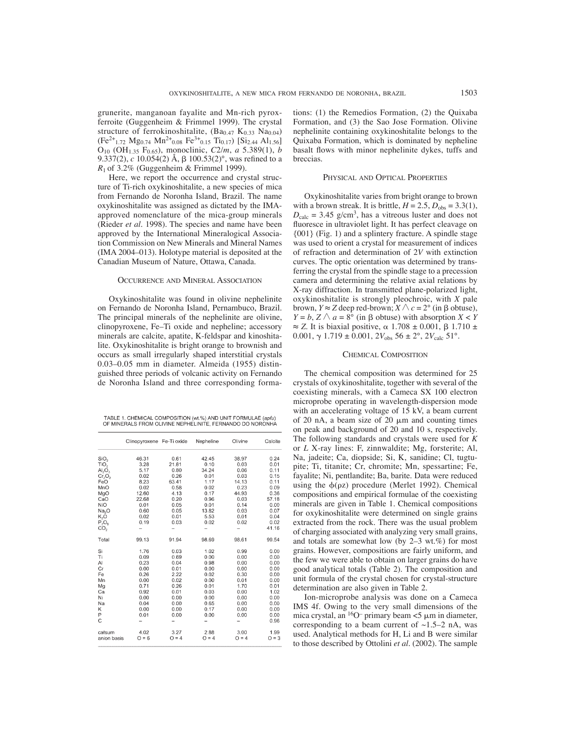grunerite, manganoan fayalite and Mn-rich pyroxferroite (Guggenheim & Frimmel 1999). The crystal structure of ferrokinoshitalite, $(Ba_{0.47} K_{0.33} Na_{0.04})$ $(Fe^{2+}_{1.72} Mg_{0.74} Mn^{2+}_{0.08} Fe^{3+}_{0.15} Ti_{0.17})$ $[Si_{2.44} Al_{1.56}]$ $O_{10}$ $(OH_{1.35} F_{0.65})$, monoclinic, $C2/m$, $a$ 5.389(1), $b$ 9.337(2), $c$ 10.054(2) Å, β 100.53(2)°, was refined to a $R_1$ of 3.2% (Guggenheim & Frimmel 1999).

Here, we report the occurrence and crystal structure of Ti-rich oxykinoshitalite, a new species of mica from Fernando de Noronha Island, Brazil. The name oxykinoshitalite was assigned as dictated by the IMA-approved nomenclature of the mica-group minerals (Rieder *et al.* 1998). The species and name have been approved by the International Mineralogical Association Commission on New Minerals and Mineral Names (IMA 2004–013). Holotype material is deposited at the Canadian Museum of Nature, Ottawa, Canada.

## Occurrence and Mineral Association

Oxykinoshitalite was found in olivine nephelinite on Fernando de Noronha Island, Pernambuco, Brazil. The principal minerals of the nephelinite are olivine, clinopyroxene, Fe–Ti oxide and nepheline; accessory minerals are calcite, apatite, K-feldspar and kinoshitalite. Oxykinoshitalite is bright orange to brownish and occurs as small irregularly shaped interstitial crystals 0.03–0.05 mm in diameter. Almeida (1955) distinguished three periods of volcanic activity on Fernando de Noronha Island and three corresponding formations: (1) the Remedios Formation, (2) the Quixaba Formation, and (3) the Sao Jose Formation. Olivine nephelinite containing oxykinoshitalite belongs to the Quixaba Formation, which is dominated by nepheline basalt flows with minor nephelinite dykes, tuffs and breccias.

TABLE 1. CHEMICAL COMPOSITION (wt.%) AND UNIT FORMULAE (*apfu*) OF MINERALS FROM OLIVINE NEPHELINITE, FERNANDO DO NORONHA

| | Clinopyroxene | Fe-Ti oxide | Nepheline | Olivine | Calcite |
|---|---|---|---|---|---|
| $SiO_2$ | 46.31 | 0.61 | 42.45 | 38.97 | 0.24 |
| $TiO_2$ | 3.28 | 21.81 | 0.10 | 0.03 | 0.01 |
| $Al_2O_3$ | 5.17 | 0.80 | 34.24 | 0.06 | 0.11 |
| $Cr_2O_3$ | 0.02 | 0.26 | 0.01 | 0.03 | 0.15 |
| FeO | 8.23 | 63.41 | 1.17 | 14.13 | 0.11 |
| MnO | 0.02 | 0.58 | 0.02 | 0.23 | 0.09 |
| MgO | 12.60 | 4.13 | 0.17 | 44.93 | 0.36 |
| CaO | 22.68 | 0.20 | 0.96 | 0.03 | 57.18 |
| NiO | 0.01 | 0.05 | 0.01 | 0.14 | 0.00 |
| $Na_2O$ | 0.60 | 0.05 | 13.82 | 0.03 | 0.07 |
| $K_2O$ | 0.02 | 0.01 | 5.53 | 0.01 | 0.04 |
| $P_2O_5$ | 0.19 | 0.03 | 0.02 | 0.02 | 0.02 |
| $CO_2$ | – | – | – | – | 41.16 |
| Total | 99.13 | 91.94 | 98.69 | 98.61 | 99.54 |
| Si | 1.76 | 0.03 | 1.02 | 0.99 | 0.00 |
| Ti | 0.09 | 0.69 | 0.00 | 0.00 | 0.00 |
| Al | 0.23 | 0.04 | 0.98 | 0.00 | 0.00 |
| Cr | 0.00 | 0.01 | 0.00 | 0.00 | 0.00 |
| Fe | 0.26 | 2.22 | 0.02 | 0.30 | 0.00 |
| Mn | 0.00 | 0.02 | 0.00 | 0.01 | 0.00 |
| Mg | 0.71 | 0.26 | 0.01 | 1.70 | 0.01 |
| Ca | 0.92 | 0.01 | 0.03 | 0.00 | 1.02 |
| Ni | 0.00 | 0.00 | 0.00 | 0.00 | 0.00 |
| Na | 0.04 | 0.00 | 0.65 | 0.00 | 0.00 |
| K | 0.00 | 0.00 | 0.17 | 0.00 | 0.00 |
| P | 0.01 | 0.00 | 0.00 | 0.00 | 0.00 |
| C | – | – | – | – | 0.96 |
| catsum | 4.02 | 3.27 | 2.88 | 3.00 | 1.99 |
| anion basis | O = 6 | O = 4 | O = 4 | O = 4 | O = 3 |

## Physical and Optical Properties

Oxykinoshitalite varies from bright orange to brown with a brown streak. It is brittle, $H = 2.5$, $D_{obs} = 3.3(1)$, $D_{calc} = 3.45$ g/cm$^3$, has a vitreous luster and does not fluoresce in ultraviolet light. It has perfect cleavage on {001} (Fig. 1) and a splintery fracture. A spindle stage was used to orient a crystal for measurement of indices of refraction and determination of 2*V* with extinction curves. The optic orientation was determined by transferring the crystal from the spindle stage to a precession camera and determining the relative axial relations by X-ray diffraction. In transmitted plane-polarized light, oxykinoshitalite is strongly pleochroic, with *X* pale brown, $Y \approx Z$ deep red-brown; $X \wedge c = 2°$ (in β obtuse), $Y = b$, $Z \wedge a = 8°$ (in β obtuse) with absorption $X < Y \approx Z$. It is biaxial positive, α 1.708 ± 0.001, β 1.710 ± 0.001, γ 1.719 ± 0.001, $2V_{obs}$ 56 ± 2°, $2V_{calc}$ 51°.

## Chemical Composition

The chemical composition was determined for 25 crystals of oxykinoshitalite, together with several of the coexisting minerals, with a Cameca SX 100 electron microprobe operating in wavelength-dispersion mode with an accelerating voltage of 15 kV, a beam current of 20 nA, a beam size of 20 μm and counting times on peak and background of 20 and 10 s, respectively. The following standards and crystals were used for *K* or *L* X-ray lines: F, zinnwaldite; Mg, forsterite; Al, Na, jadeite; Ca, diopside; Si, K, sanidine; Cl, tugtupite; Ti, titanite; Cr, chromite; Mn, spessartine; Fe, fayalite; Ni, pentlandite; Ba, barite. Data were reduced using the φ(ρz) procedure (Merlet 1992). Chemical compositions and empirical formulae of the coexisting minerals are given in Table 1. Chemical compositions for oxykinoshitalite were determined on single grains extracted from the rock. There was the usual problem of charging associated with analyzing very small grains, and totals are somewhat low (by 2–3 wt.%) for most grains. However, compositions are fairly uniform, and the few we were able to obtain on larger grains do have good analytical totals (Table 2). The composition and unit formula of the crystal chosen for crystal-structure determination are also given in Table 2.

Ion-microprobe analysis was done on a Cameca IMS 4f. Owing to the very small dimensions of the mica crystal, an $^{16}O^-$ primary beam <5 μm in diameter, corresponding to a beam current of ~1.5–2 nA, was used. Analytical methods for H, Li and B were similar to those described by Ottolini *et al.* (2002). The sample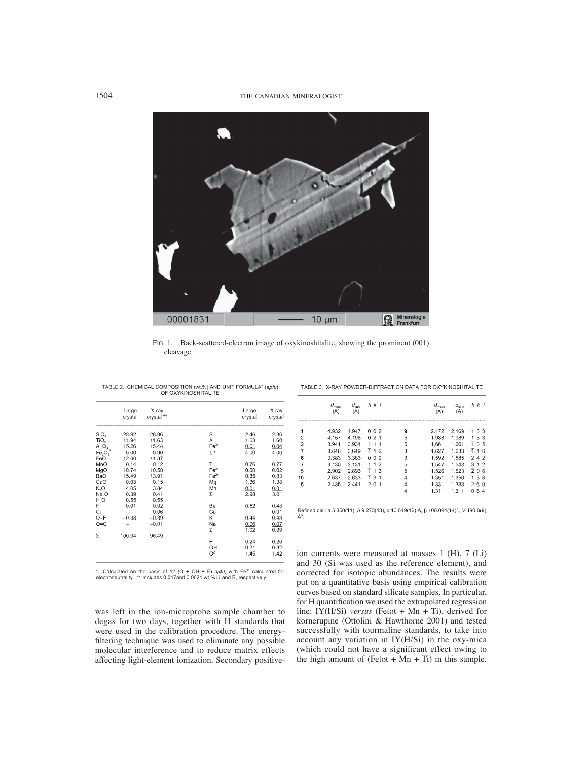Fig. 1. Back-scattered-electron image of oxykinoshitalite, showing the prominent (001) cleavage.

TABLE 2. CHEMICAL COMPOSITION (wt.%) AND UNIT FORMULA* (*apfu*) OF OXYKINOSHITALITE

| | Large crystal | X-ray crystal ** | | Large crystal | X-ray crystal |
|---|---|---|---|---|---|
| $SiO_2$ | 28.92 | 26.96 | Si | 2.46 | 2.36 |
| $TiO_2$ | 11.94 | 11.63 | Al | 1.53 | 1.60 |
| $Al_2O_3$ | 15.26 | 15.48 | $Fe^{3+}$ | 0.01 | 0.04 |
| $Fe_2O_3$* | 0.00 | 0.90 | $\Sigma T$ | 4.00 | 4.00 |
| FeO | 12.00 | 11.37 | | | |
| MnO | 0.14 | 0.12 | Ti | 0.76 | 0.77 |
| MgO | 10.74 | 10.58 | $Fe^{3+}$ | 0.00 | 0.02 |
| BaO | 15.49 | 13.91 | $Fe^{2+}$ | 0.85 | 0.83 |
| CaO | 0.03 | 0.15 | Mg | 1.36 | 1.38 |
| $K_2O$ | 4.05 | 3.84 | Mn | 0.01 | 0.01 |
| $Na_2O$ | 0.39 | 0.41 | Σ | 2.98 | 3.01 |
| $H_2O$ | 0.55 | 0.55 | | | |
| F | 0.91 | 0.92 | Ba | 0.52 | 0.48 |
| Cl | – | 0.06 | Ca | – | 0.01 |
| O=F | −0.38 | −0.39 | K | 0.44 | 0.43 |
| O=Cl | – | −0.01 | Na | 0.06 | 0.07 |
| | | | Σ | 1.02 | 0.99 |
| Σ | 100.04 | 96.49 | | | |
| | | | F | 0.24 | 0.26 |
| | | | OH | 0.31 | 0.32 |
| | | | $O^{2-}$ | 1.45 | 1.42 |

\* Calculated on the basis of 12 (O + OH + F) *apfu*, with $Fe^{3+}$ calculated for electroneutrality. ** Includes 0.017 and 0.0021 wt.% Li and B, respectively.

TABLE 3. X-RAY POWDER-DIFFRACTION DATA FOR OXYKINOSHITALITE

| I | $d_{meas}$ (Å) | $d_{calc}$ (Å) | *h k l* | I | $d_{meas}$ (Å) | $d_{calc}$ (Å) | *h k l* |
|---|---|---|---|---|---|---|---|
| 1 | 4.932 | 4.947 | 0 0 2 | 9 | 2.172 | 2.169 | $\bar{1}$ 3 3 |
| 2 | 4.157 | 4.198 | 0 2 1 | 5 | 1.988 | 1.989 | 1 3 3 |
| 2 | 3.941 | 3.934 | 1 1 1 | 5 | 1.661 | 1.661 | $\bar{1}$ 3 5 |
| 7 | 3.646 | 3.649 | $\bar{1}$ 1 2 | 3 | 1.627 | 1.633 | $\bar{1}$ 1 6 |
| 6 | 3.383 | 3.383 | 0 0 2 | 3 | 1.592 | 1.585 | 2 4 2 |
| 7 | 3.130 | 3.131 | 1 1 2 | 5 | 1.547 | 1.548 | 3 1 2 |
| 5 | 2.902 | 2.893 | $\bar{1}$ 1 3 | 5 | 1.526 | 1.523 | $\bar{2}$ 0 6 |
| 10 | 2.637 | 2.633 | $\bar{1}$ 3 1 | 4 | 1.351 | 1.350 | 1 3 6 |
| 5 | 2.435 | 2.441 | 2 0 1 | 4 | 1.331 | 1.333 | 2 6 0 |
| | | | | 4 | 1.311 | 1.311 | 0 6 4 |

Refined cell: *a* 5.350(11), *b* 9.273(13), *c* 10.049(12) Å, β 100.064(14)°, *V* 490.8(9) Å³.

was left in the ion-microprobe sample chamber to degas for two days, together with H standards that were used in the calibration procedure. The energy-filtering technique was used to eliminate any possible molecular interference and to reduce matrix effects affecting light-element ionization. Secondary positive-ion currents were measured at masses 1 (H), 7 (Li) and 30 (Si was used as the reference element), and corrected for isotopic abundances. The results were put on a quantitative basis using empirical calibration curves based on standard silicate samples. In particular, for H quantification we used the extrapolated regression line: IY(H/Si) *versus* (Fetot + Mn + Ti), derived for kornerupine (Ottolini & Hawthorne 2001) and tested successfully with tourmaline standards, to take into account any variation in IY(H/Si) in the oxy-mica (which could not have a significant effect owing to the high amount of (Fetot + Mn + Ti) in this sample.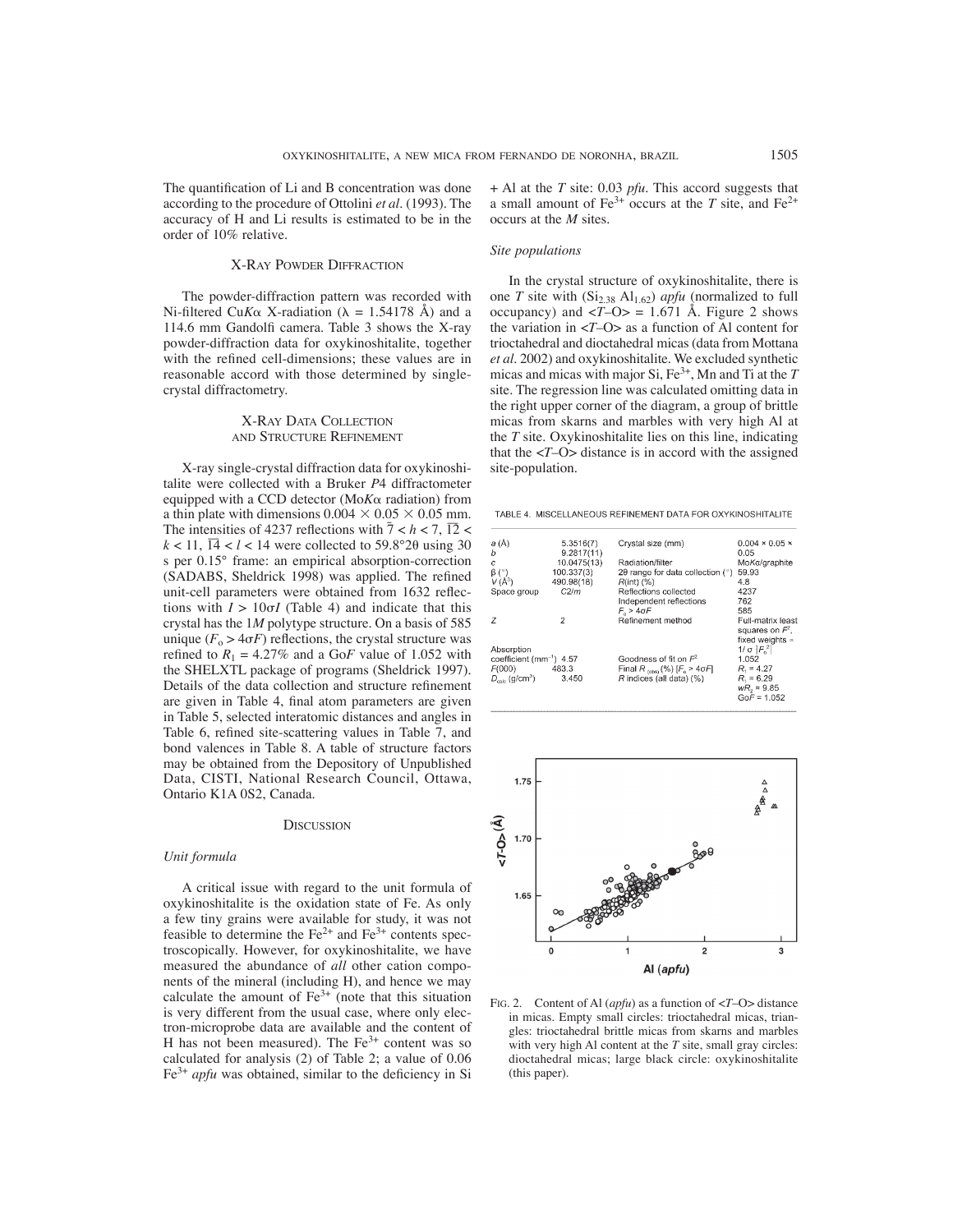The quantification of Li and B concentration was done according to the procedure of Ottolini *et al*. (1993). The accuracy of H and Li results is estimated to be in the order of 10% relative.

## X-Ray Powder Diffraction

The powder-diffraction pattern was recorded with Ni-filtered Cu$K\alpha$ X-radiation ($\lambda$ = 1.54178 Å) and a 114.6 mm Gandolfi camera. Table 3 shows the X-ray powder-diffraction data for oxykinoshitalite, together with the refined cell-dimensions; these values are in reasonable accord with those determined by single-crystal diffractometry.

## X-Ray Data Collection and Structure Refinement

X-ray single-crystal diffraction data for oxykinoshitalite were collected with a Bruker *P*4 diffractometer equipped with a CCD detector (Mo$K\alpha$ radiation) from a thin plate with dimensions 0.004 × 0.05 × 0.05 mm. The intensities of 4237 reflections with $\bar{7} < h < 7$, $\overline{12} < k < 11$, $\overline{14} < l < 14$ were collected to 59.8°2θ using 30 s per 0.15° frame: an empirical absorption-correction (SADABS, Sheldrick 1998) was applied. The refined unit-cell parameters were obtained from 1632 reflections with $I > 10\sigma I$ (Table 4) and indicate that this crystal has the 1*M* polytype structure. On a basis of 585 unique ($F_o > 4\sigma F$) reflections, the crystal structure was refined to $R_1$ = 4.27% and a Go*F* value of 1.052 with the SHELXTL package of programs (Sheldrick 1997). Details of the data collection and structure refinement are given in Table 4, final atom parameters are given in Table 5, selected interatomic distances and angles in Table 6, refined site-scattering values in Table 7, and bond valences in Table 8. A table of structure factors may be obtained from the Depository of Unpublished Data, CISTI, National Research Council, Ottawa, Ontario K1A 0S2, Canada.

## Discussion

### Unit formula

A critical issue with regard to the unit formula of oxykinoshitalite is the oxidation state of Fe. As only a few tiny grains were available for study, it was not feasible to determine the $Fe^{2+}$ and $Fe^{3+}$ contents spectroscopically. However, for oxykinoshitalite, we have measured the abundance of *all* other cation components of the mineral (including H), and hence we may calculate the amount of $Fe^{3+}$ (note that this situation is very different from the usual case, where only electron-microprobe data are available and the content of H has not been measured). The $Fe^{3+}$ content was so calculated for analysis (2) of Table 2; a value of 0.06 $Fe^{3+}$ *apfu* was obtained, similar to the deficiency in Si + Al at the *T* site: 0.03 *pfu*. This accord suggests that a small amount of $Fe^{3+}$ occurs at the *T* site, and $Fe^{2+}$ occurs at the *M* sites.

### Site populations

In the crystal structure of oxykinoshitalite, there is one *T* site with ($Si_{2.38}$ $Al_{1.62}$) *apfu* (normalized to full occupancy) and <*T*–O> = 1.671 Å. Figure 2 shows the variation in <*T*–O> as a function of Al content for trioctahedral and dioctahedral micas (data from Mottana *et al*. 2002) and oxykinoshitalite. We excluded synthetic micas and micas with major Si, $Fe^{3+}$, Mn and Ti at the *T* site. The regression line was calculated omitting data in the right upper corner of the diagram, a group of brittle micas from skarns and marbles with very high Al at the *T* site. Oxykinoshitalite lies on this line, indicating that the <*T*–O> distance is in accord with the assigned site-population.

TABLE 4. MISCELLANEOUS REFINEMENT DATA FOR OXYKINOSHITALITE

| | | | |
|---|---|---|---|
| *a* (Å) | 5.3516(7) | Crystal size (mm) | 0.004 × 0.05 × 0.05 |
| *b* | 9.2817(11) | | |
| *c* | 10.0475(13) | Radiation/filter | Mo$K\alpha$/graphite |
| β (°) | 100.337(3) | 2θ range for data collection (°) | 59.93 |
| *V* (Å³) | 490.98(18) | *R*(int) (%) | 4.8 |
| Space group | *C*2/*m* | Reflections collected | 4237 |
| | | Independent reflections | 762 |
| | | $F_o > 4\sigma F$ | 585 |
| *Z* | 2 | Refinement method | Full-matrix least squares on $F^2$, fixed weights ∝ $1/\sigma\,|F_o^2|$ |
| Absorption coefficient (mm⁻¹) | 4.57 | Goodness of fit on $F^2$ | 1.052 |
| *F*(000) | 483.3 | Final $R_{(obs)}$ (%) [$F_o > 4\sigma F$] | $R_1$ = 4.27 |
| $D_{calc}$ (g/cm³) | 3.450 | *R* indices (all data) (%) | $R_1$ = 6.29, $wR_2$ = 9.85, Go*F* = 1.052 |

FIG. 2. Content of Al (*apfu*) as a function of <*T*–O> distance in micas. Empty small circles: trioctahedral micas, triangles: trioctahedral brittle micas from skarns and marbles with very high Al content at the *T* site, small gray circles: dioctahedral micas; large black circle: oxykinoshitalite (this paper).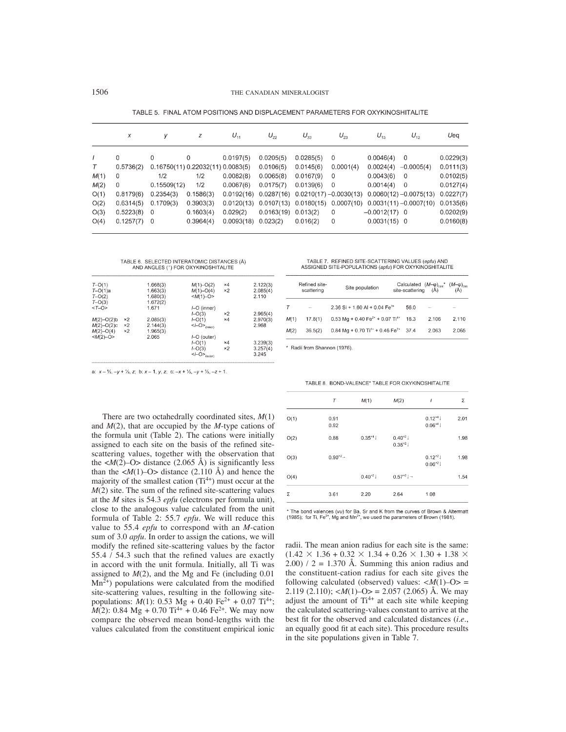TABLE 5. FINAL ATOM POSITIONS AND DISPLACEMENT PARAMETERS FOR OXYKINOSHITALITE

| | $x$ | $y$ | $z$ | $U_{11}$ | $U_{22}$ | $U_{33}$ | $U_{23}$ | $U_{13}$ | $U_{12}$ | $U$eq |
|---|---|---|---|---|---|---|---|---|---|---|
| $I$ | 0 | 0 | 0 | 0.0197(5) | 0.0205(5) | 0.0285(5) | 0 | 0.0046(4) | 0 | 0.0229(3) |
| $T$ | 0.5736(2) | 0.16750(11) | 0.22032(11) | 0.0083(5) | 0.0106(5) | 0.0145(6) | 0.0001(4) | 0.0024(4) | −0.0005(4) | 0.0111(3) |
| $M$(1) | 0 | 1/2 | 1/2 | 0.0082(8) | 0.0065(8) | 0.0167(9) | 0 | 0.0043(6) | 0 | 0.0102(5) |
| $M$(2) | 0 | 0.15509(12) | 1/2 | 0.0067(6) | 0.0175(7) | 0.0139(6) | 0 | 0.0014(4) | 0 | 0.0127(4) |
| O(1) | 0.8179(6) | 0.2354(3) | 0.1586(3) | 0.0192(16) | 0.0287(16) | 0.0210(17) | −0.0030(13) | 0.0060(12) | −0.0075(13) | 0.0227(7) |
| O(2) | 0.6314(5) | 0.1709(3) | 0.3903(3) | 0.0120(13) | 0.0107(13) | 0.0180(15) | 0.0007(10) | 0.0031(11) | −0.0007(10) | 0.0135(6) |
| O(3) | 0.5223(8) | 0 | 0.1603(4) | 0.029(2) | 0.0163(19) | 0.013(2) | 0 | −0.0012(17) | 0 | 0.0202(9) |
| O(4) | 0.1257(7) | 0 | 0.3964(4) | 0.0093(18) | 0.023(2) | 0.016(2) | 0 | 0.0031(15) | 0 | 0.0160(8) |

TABLE 6. SELECTED INTERATOMIC DISTANCES (Å) AND ANGLES (°) FOR OXYKINOSHITALITE

| | | | | | |
|---|---|---|---|---|---|
| $T$–O(1) | | 1.668(3) | $M$(1)–O(2) | ×4 | 2.122(3) |
| $T$–O(1)a | | 1.663(3) | $M$(1)–O(4) | ×2 | 2.085(4) |
| $T$–O(2) | | 1.680(3) | <$M$(1)–O> | | 2.110 |
| $T$–O(3) | | 1.672(2) | | | |
| <$T$–O> | | 1.671 | $I$–O (inner) | | |
| | | | $I$–O(3) | ×2 | 2.965(4) |
| $M$(2)–O(2)b | ×2 | 2.085(3) | $I$–O(1) | ×4 | 2.970(3) |
| $M$(2)–O(2)c | ×2 | 2.144(3) | <$I$–O>$_{(inner)}$ | | 2.968 |
| $M$(2)–O(4) | ×2 | 1.965(3) | | | |
| <$M$(2)–O> | | 2.065 | $I$–O (outer) | | |
| | | | $I$–O(1) | ×4 | 3.239(3) |
| | | | $I$–O(3) | ×2 | 3.257(4) |
| | | | <$I$–O>$_{(outer)}$ | | 3.245 |

a: $x - \frac{1}{2}, -y + \frac{1}{2}, z$; b: $x - 1, y, z$; c: $-x + \frac{1}{2}, -y + \frac{1}{2}, -z + 1$.

TABLE 7. REFINED SITE-SCATTERING VALUES (*epfu*) AND ASSIGNED SITE-POPULATIONS (*apfu*) FOR OXYKINOSHITALITE

| | Refined site-scattering | Site population | Calculated site-scattering | $(M–\varphi)_{calc}$* (Å) | $(M–\varphi)_{obs}$ (Å) |
|---|---|---|---|---|---|
| $T$ | – | 2.36 Si + 1.60 Al + 0.04 $Fe^{3+}$ | 56.0 | – | – |
| $M$(1) | 17.8(1) | 0.53 Mg + 0.40 $Fe^{2+}$ + 0.07 $Ti^{4+}$ | 18.3 | 2.106 | 2.110 |
| $M$(2) | 36.5(2) | 0.84 Mg + 0.70 $Ti^{4+}$ + 0.46 $Fe^{2+}$ | 37.4 | 2.063 | 2.065 |

\* Radii from Shannon (1976).

TABLE 8. BOND-VALENCE* TABLE FOR OXYKINOSHITALITE

| | $T$ | $M$(1) | $M$(2) | $I$ | Σ |
|---|---|---|---|---|---|
| O(1) | 0.91<br>0.92 | | | 0.12$^{×4}$↓<br>0.06$^{×4}$↓ | 2.01 |
| O(2) | 0.88 | 0.35$^{×4}$↓ | 0.40$^{×2}$↓<br>0.35$^{×2}$↓ | | 1.98 |
| O(3) | 0.90$^{×2}$→ | | | 0.12$^{×2}$↓<br>0.06$^{×2}$↓ | 1.98 |
| O(4) | | 0.40$^{×2}$↓ | 0.57$^{×2}$↓→ | | 1.54 |
| Σ | 3.61 | 2.20 | 2.64 | 1.08 | |

\* The bond valences (*vu*) for Ba, Sr and K from the curves of Brown & Altermatt (1985); for Ti, $Fe^{2+}$, Mg and $Mn^{2+}$, we used the parameters of Brown (1981).

There are two octahedrally coordinated sites, $M$(1) and $M$(2), that are occupied by the $M$-type cations of the formula unit (Table 2). The cations were initially assigned to each site on the basis of the refined site-scattering values, together with the observation that the <$M$(2)–O> distance (2.065 Å) is significantly less than the <$M$(1)–O> distance (2.110 Å) and hence the majority of the smallest cation ($Ti^{4+}$) must occur at the $M$(2) site. The sum of the refined site-scattering values at the $M$ sites is 54.3 *epfu* (electrons per formula unit), close to the analogous value calculated from the unit formula of Table 2: 55.7 *epfu*. We will reduce this value to 55.4 *epfu* to correspond with an $M$-cation sum of 3.0 *apfu*. In order to assign the cations, we will modify the refined site-scattering values by the factor 55.4 / 54.3 such that the refined values are exactly in accord with the unit formula. Initially, all Ti was assigned to $M$(2), and the Mg and Fe (including 0.01 $Mn^{2+}$) populations were calculated from the modified site-scattering values, resulting in the following site-populations: $M$(1): 0.53 Mg + 0.40 $Fe^{2+}$ + 0.07 $Ti^{4+}$; $M$(2): 0.84 Mg + 0.70 $Ti^{4+}$ + 0.46 $Fe^{2+}$. We may now compare the observed mean bond-lengths with the values calculated from the constituent empirical ionic radii. The mean anion radius for each site is the same: $(1.42 \times 1.36 + 0.32 \times 1.34 + 0.26 \times 1.30 + 1.38 \times 2.00) / 2 = 1.370$ Å. Summing this anion radius and the constituent-cation radius for each site gives the following calculated (observed) values: <$M$(1)–O> = 2.119 (2.110); <$M$(1)–O> = 2.057 (2.065) Å. We may adjust the amount of $Ti^{4+}$ at each site while keeping the calculated scattering-values constant to arrive at the best fit for the observed and calculated distances (*i.e.*, an equally good fit at each site). This procedure results in the site populations given in Table 7.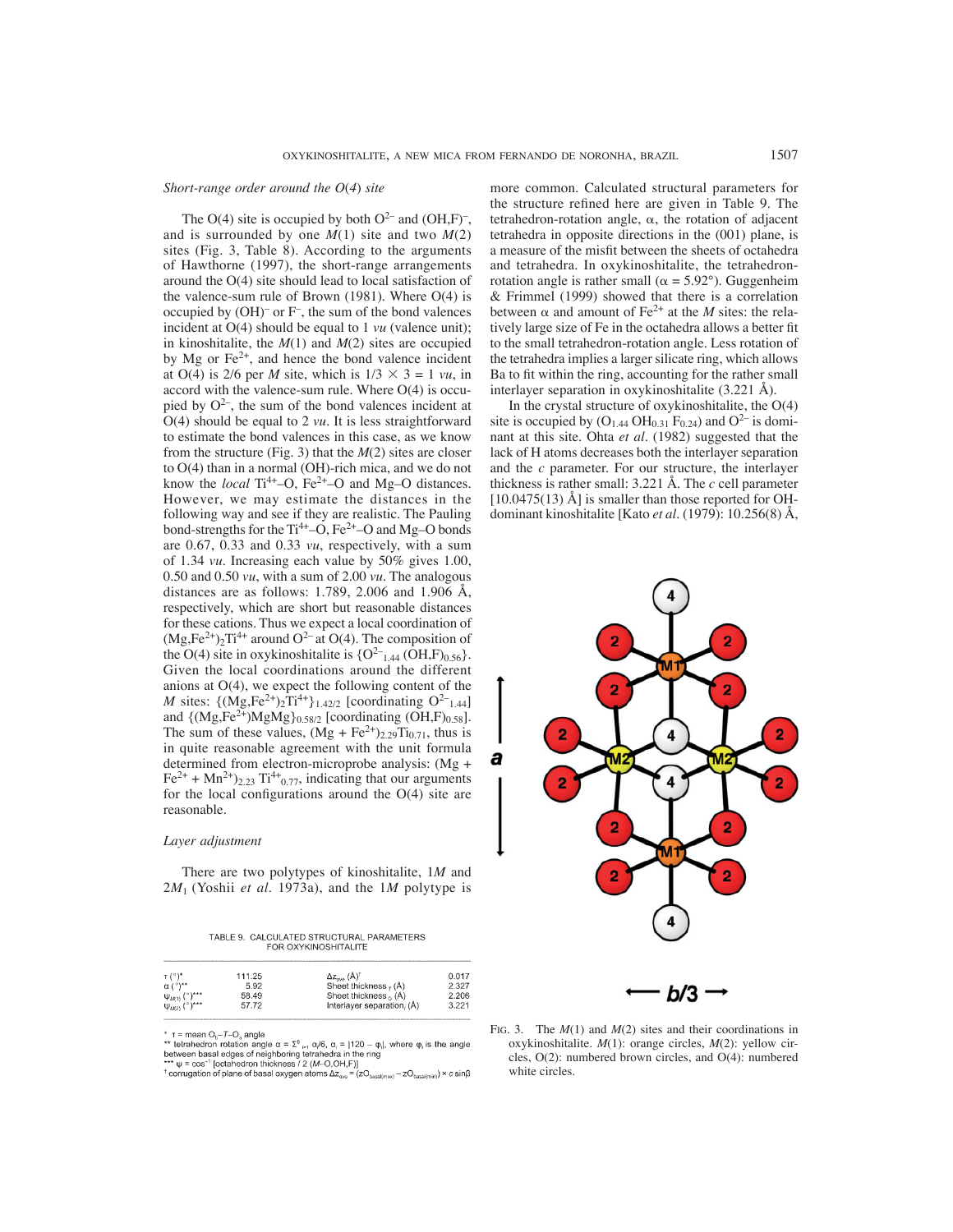### Short-range order around the O(4) site

The O(4) site is occupied by both $O^{2-}$ and $(OH,F)^-$, and is surrounded by one *M*(1) site and two *M*(2) sites (Fig. 3, Table 8). According to the arguments of Hawthorne (1997), the short-range arrangements around the O(4) site should lead to local satisfaction of the valence-sum rule of Brown (1981). Where O(4) is occupied by $(OH)^-$ or $F^-$, the sum of the bond valences incident at O(4) should be equal to 1 *vu* (valence unit); in kinoshitalite, the *M*(1) and *M*(2) sites are occupied by Mg or $Fe^{2+}$, and hence the bond valence incident at O(4) is 2/6 per *M* site, which is 1/3 × 3 = 1 *vu*, in accord with the valence-sum rule. Where O(4) is occupied by $O^{2-}$, the sum of the bond valences incident at O(4) should be equal to 2 *vu*. It is less straightforward to estimate the bond valences in this case, as we know from the structure (Fig. 3) that the *M*(2) sites are closer to O(4) than in a normal (OH)-rich mica, and we do not know the *local* $Ti^{4+}$–O, $Fe^{2+}$–O and Mg–O distances. However, we may estimate the distances in the following way and see if they are realistic. The Pauling bond-strengths for the $Ti^{4+}$–O, $Fe^{2+}$–O and Mg–O bonds are 0.67, 0.33 and 0.33 *vu*, respectively, with a sum of 1.34 *vu*. Increasing each value by 50% gives 1.00, 0.50 and 0.50 *vu*, with a sum of 2.00 *vu*. The analogous distances are as follows: 1.789, 2.006 and 1.906 Å, respectively, which are short but reasonable distances for these cations. Thus we expect a local coordination of $(Mg,Fe^{2+})_2Ti^{4+}$ around $O^{2-}$ at O(4). The composition of the O(4) site in oxykinoshitalite is $\{O^{2-}_{1.44}\ (OH,F)_{0.56}\}$. Given the local coordinations around the different anions at O(4), we expect the following content of the *M* sites: $\{(Mg,Fe^{2+})_2Ti^{4+}\}_{1.42/2}$ [coordinating $O^{2-}_{1.44}$] and $\{(Mg,Fe^{2+})MgMg\}_{0.58/2}$ [coordinating $(OH,F)_{0.58}$]. The sum of these values, $(Mg + Fe^{2+})_{2.29}Ti_{0.71}$, thus is in quite reasonable agreement with the unit formula determined from electron-microprobe analysis: $(Mg + Fe^{2+} + Mn^{2+})_{2.23}\ Ti^{4+}_{0.77}$, indicating that our arguments for the local configurations around the O(4) site are reasonable.

### Layer adjustment

There are two polytypes of kinoshitalite, 1*M* and $2M_1$ (Yoshii *et al.* 1973a), and the 1*M* polytype is more common. Calculated structural parameters for the structure refined here are given in Table 9. The tetrahedron-rotation angle, α, the rotation of adjacent tetrahedra in opposite directions in the (001) plane, is a measure of the misfit between the sheets of octahedra and tetrahedra. In oxykinoshitalite, the tetrahedron-rotation angle is rather small (α = 5.92°). Guggenheim & Frimmel (1999) showed that there is a correlation between α and amount of $Fe^{2+}$ at the *M* sites: the relatively large size of Fe in the octahedra allows a better fit to the small tetrahedron-rotation angle. Less rotation of the tetrahedra implies a larger silicate ring, which allows Ba to fit within the ring, accounting for the rather small interlayer separation in oxykinoshitalite (3.221 Å).

In the crystal structure of oxykinoshitalite, the O(4) site is occupied by $(O_{1.44}\ OH_{0.31}\ F_{0.24})$ and $O^{2-}$ is dominant at this site. Ohta *et al.* (1982) suggested that the lack of H atoms decreases both the interlayer separation and the *c* parameter. For our structure, the interlayer thickness is rather small: 3.221 Å. The *c* cell parameter [10.0475(13) Å] is smaller than those reported for OH-dominant kinoshitalite [Kato *et al.* (1979): 10.256(8) Å,

TABLE 9. CALCULATED STRUCTURAL PARAMETERS FOR OXYKINOSHITALITE

| | | | |
|---|---|---|---|
| τ (°)* | 111.25 | $\Delta z_{ave}$ (Å)† | 0.017 |
| α (°)** | 5.92 | Sheet thickness$_T$ (Å) | 2.327 |
| $\psi_{M(1)}$ (°)*** | 58.49 | Sheet thickness$_O$ (Å) | 2.206 |
| $\psi_{M(2)}$ (°)*** | 57.72 | Interlayer separation, (Å) | 3.221 |

\* τ = mean $O_b$–*T*–$O_b$ angle
\*\* tetrahedron rotation angle $\alpha = \Sigma^6_{i=1}\ \alpha_i/6$, $\alpha_i = |120 - \varphi_i|$, where $\varphi_i$ is the angle between basal edges of neighboring tetrahedra in the ring
\*\*\* ψ = cos$^{-1}$ [octahedron thickness / 2 (*M*–O,OH,F)]
† corrugation of plane of basal oxygen atoms $\Delta z_{ave} = (zO_{basal(max)} - zO_{basal(min)}) \times c \sin\beta$

FIG. 3. The *M*(1) and *M*(2) sites and their coordinations in oxykinoshitalite. *M*(1): orange circles, *M*(2): yellow circles, O(2): numbered brown circles, and O(4): numbered white circles.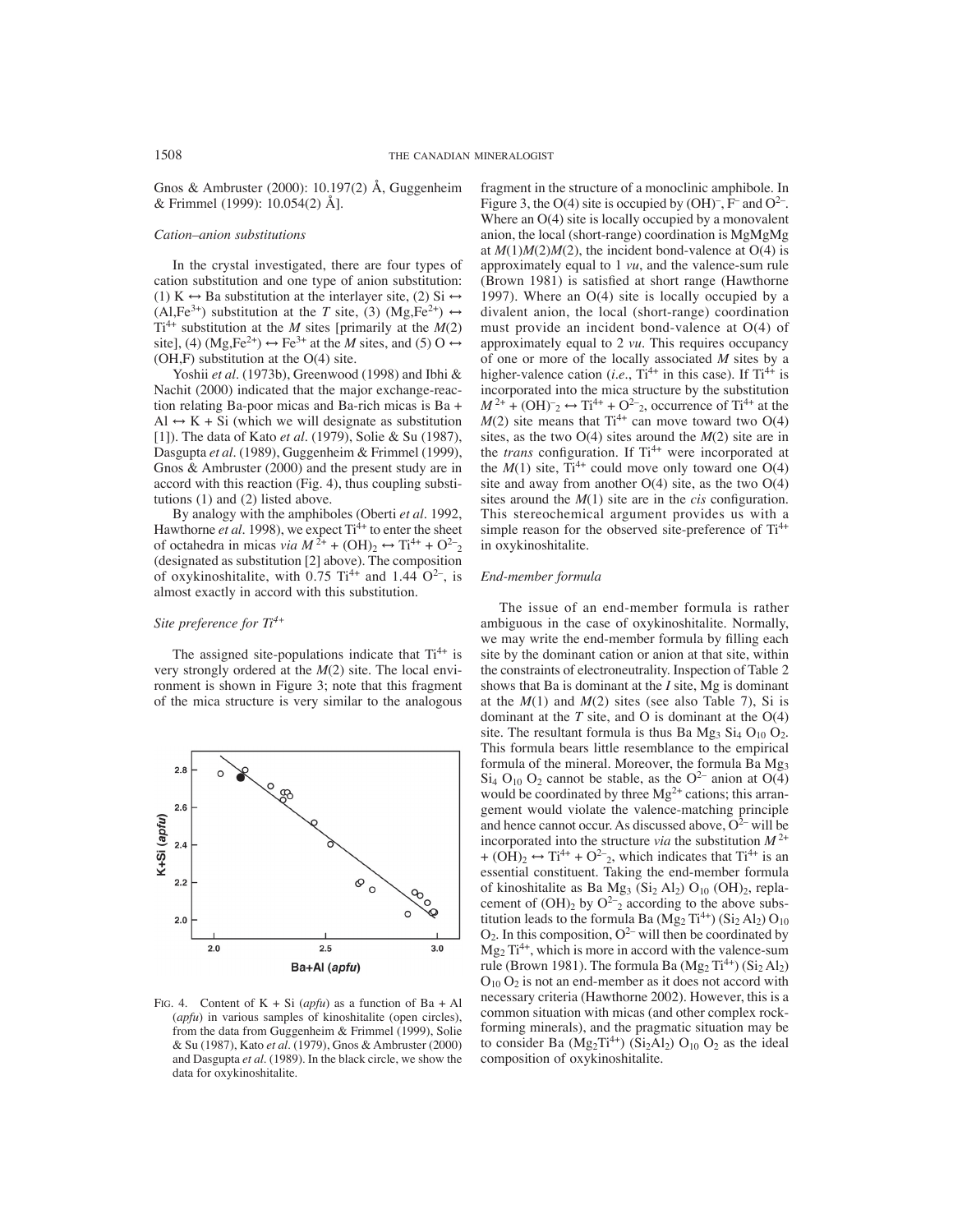Gnos & Ambruster (2000): 10.197(2) Å, Guggenheim & Frimmel (1999): 10.054(2) Å].

### Cation–anion substitutions

In the crystal investigated, there are four types of cation substitution and one type of anion substitution: (1) K ↔ Ba substitution at the interlayer site, (2) Si ↔ $(Al,Fe^{3+})$ substitution at the *T* site, (3) $(Mg,Fe^{2+})$ ↔ $Ti^{4+}$ substitution at the *M* sites [primarily at the *M*(2) site], (4) $(Mg,Fe^{2+})$ ↔ $Fe^{3+}$ at the *M* sites, and (5) O ↔ (OH,F) substitution at the O(4) site.

Yoshii *et al*. (1973b), Greenwood (1998) and Ibhi & Nachit (2000) indicated that the major exchange-reaction relating Ba-poor micas and Ba-rich micas is Ba + Al ↔ K + Si (which we will designate as substitution [1]). The data of Kato *et al*. (1979), Solie & Su (1987), Dasgupta *et al*. (1989), Guggenheim & Frimmel (1999), Gnos & Ambruster (2000) and the present study are in accord with this reaction (Fig. 4), thus coupling substitutions (1) and (2) listed above.

By analogy with the amphiboles (Oberti *et al*. 1992, Hawthorne *et al*. 1998), we expect $Ti^{4+}$ to enter the sheet of octahedra in micas *via* $M^{2+} + (OH)_2 \leftrightarrow Ti^{4+} + O^{2-}{}_2$ (designated as substitution [2] above). The composition of oxykinoshitalite, with 0.75 $Ti^{4+}$ and 1.44 $O^{2-}$, is almost exactly in accord with this substitution.

### Site preference for $Ti^{4+}$

The assigned site-populations indicate that $Ti^{4+}$ is very strongly ordered at the *M*(2) site. The local environment is shown in Figure 3; note that this fragment of the mica structure is very similar to the analogous fragment in the structure of a monoclinic amphibole. In Figure 3, the O(4) site is occupied by $(OH)^-$, $F^-$ and $O^{2-}$. Where an O(4) site is locally occupied by a monovalent anion, the local (short-range) coordination is MgMgMg at *M*(1)*M*(2)*M*(2), the incident bond-valence at O(4) is approximately equal to 1 *vu*, and the valence-sum rule (Brown 1981) is satisfied at short range (Hawthorne 1997). Where an O(4) site is locally occupied by a divalent anion, the local (short-range) coordination must provide an incident bond-valence at O(4) of approximately equal to 2 *vu*. This requires occupancy of one or more of the locally associated *M* sites by a higher-valence cation (*i.e*., $Ti^{4+}$ in this case). If $Ti^{4+}$ is incorporated into the mica structure by the substitution $M^{2+} + (OH)^-{}_2 \leftrightarrow Ti^{4+} + O^{2-}{}_2$, occurrence of $Ti^{4+}$ at the *M*(2) site means that $Ti^{4+}$ can move toward two O(4) sites, as the two O(4) sites around the *M*(2) site are in the *trans* configuration. If $Ti^{4+}$ were incorporated at the *M*(1) site, $Ti^{4+}$ could move only toward one O(4) site and away from another O(4) site, as the two O(4) sites around the *M*(1) site are in the *cis* configuration. This stereochemical argument provides us with a simple reason for the observed site-preference of $Ti^{4+}$ in oxykinoshitalite.

### End-member formula

The issue of an end-member formula is rather ambiguous in the case of oxykinoshitalite. Normally, we may write the end-member formula by filling each site by the dominant cation or anion at that site, within the constraints of electroneutrality. Inspection of Table 2 shows that Ba is dominant at the *I* site, Mg is dominant at the *M*(1) and *M*(2) sites (see also Table 7), Si is dominant at the *T* site, and O is dominant at the O(4) site. The resultant formula is thus $Ba\,Mg_3\,Si_4\,O_{10}\,O_2$. This formula bears little resemblance to the empirical formula of the mineral. Moreover, the formula $Ba\,Mg_3\,Si_4\,O_{10}\,O_2$ cannot be stable, as the $O^{2-}$ anion at O(4) would be coordinated by three $Mg^{2+}$ cations; this arrangement would violate the valence-matching principle and hence cannot occur. As discussed above, $O^{2-}$ will be incorporated into the structure *via* the substitution $M^{2+} + (OH)_2 \leftrightarrow Ti^{4+} + O^{2-}{}_2$, which indicates that $Ti^{4+}$ is an essential constituent. Taking the end-member formula of kinoshitalite as $Ba\,Mg_3\,(Si_2\,Al_2)\,O_{10}\,(OH)_2$, replacement of $(OH)_2$ by $O^{2-}{}_2$ according to the above substitution leads to the formula $Ba\,(Mg_2\,Ti^{4+})\,(Si_2\,Al_2)\,O_{10}\,O_2$. In this composition, $O^{2-}$ will then be coordinated by $Mg_2\,Ti^{4+}$, which is more in accord with the valence-sum rule (Brown 1981). The formula $Ba\,(Mg_2\,Ti^{4+})\,(Si_2\,Al_2)\,O_{10}\,O_2$ is not an end-member as it does not accord with necessary criteria (Hawthorne 2002). However, this is a common situation with micas (and other complex rock-forming minerals), and the pragmatic situation may be to consider $Ba\,(Mg_2Ti^{4+})\,(Si_2Al_2)\,O_{10}\,O_2$ as the ideal composition of oxykinoshitalite.

FIG. 4. Content of K + Si (*apfu*) as a function of Ba + Al (*apfu*) in various samples of kinoshitalite (open circles), from the data from Guggenheim & Frimmel (1999), Solie & Su (1987), Kato *et al*. (1979), Gnos & Ambruster (2000) and Dasgupta *et al*. (1989). In the black circle, we show the data for oxykinoshitalite.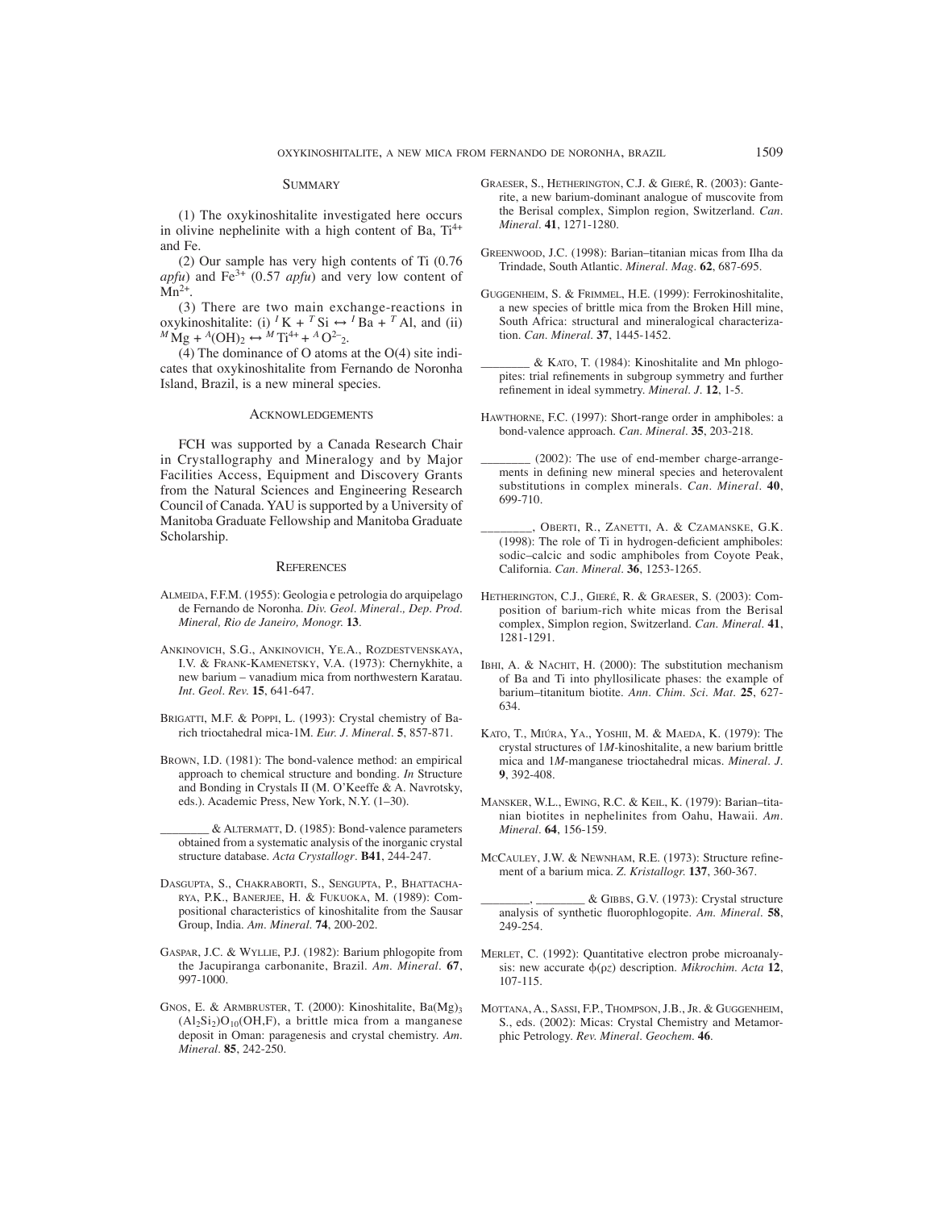## Summary

(1) The oxykinoshitalite investigated here occurs in olivine nephelinite with a high content of Ba, $Ti^{4+}$ and Fe.

(2) Our sample has very high contents of Ti (0.76 *apfu*) and $Fe^{3+}$ (0.57 *apfu*) and very low content of $Mn^{2+}$.

(3) There are two main exchange-reactions in oxykinoshitalite: (i) ${}^{I}K + {}^{T}Si \leftrightarrow {}^{I}Ba + {}^{T}Al$, and (ii) ${}^{M}Mg + {}^{A}(OH)_2 \leftrightarrow {}^{M}Ti^{4+} + {}^{A}O^{2-}{}_2$.

(4) The dominance of O atoms at the O(4) site indicates that oxykinoshitalite from Fernando de Noronha Island, Brazil, is a new mineral species.

## Acknowledgements

FCH was supported by a Canada Research Chair in Crystallography and Mineralogy and by Major Facilities Access, Equipment and Discovery Grants from the Natural Sciences and Engineering Research Council of Canada. YAU is supported by a University of Manitoba Graduate Fellowship and Manitoba Graduate Scholarship.

## References

Almeida, F.F.M. (1955): Geologia e petrologia do arquipelago de Fernando de Noronha. *Div. Geol. Mineral., Dep. Prod. Mineral, Rio de Janeiro, Monogr.* **13**.

Ankinovich, S.G., Ankinovich, Ye.A., Rozdestvenskaya, I.V. & Frank-Kamenetsky, V.A. (1973): Chernykhite, a new barium – vanadium mica from northwestern Karatau. *Int. Geol. Rev.* **15**, 641-647.

Brigatti, M.F. & Poppi, L. (1993): Crystal chemistry of Ba-rich trioctahedral mica-1M. *Eur. J. Mineral.* **5**, 857-871.

Brown, I.D. (1981): The bond-valence method: an empirical approach to chemical structure and bonding. *In* Structure and Bonding in Crystals II (M. O'Keeffe & A. Navrotsky, eds.). Academic Press, New York, N.Y. (1–30).

________ & Altermatt, D. (1985): Bond-valence parameters obtained from a systematic analysis of the inorganic crystal structure database. *Acta Crystallogr.* **B41**, 244-247.

Dasgupta, S., Chakraborti, S., Sengupta, P., Bhattacharya, P.K., Banerjee, H. & Fukuoka, M. (1989): Compositional characteristics of kinoshitalite from the Sausar Group, India. *Am. Mineral.* **74**, 200-202.

Gaspar, J.C. & Wyllie, P.J. (1982): Barium phlogopite from the Jacupiranga carbonanite, Brazil. *Am. Mineral.* **67**, 997-1000.

Gnos, E. & Armbruster, T. (2000): Kinoshitalite, $Ba(Mg)_3(Al_2Si_2)O_{10}(OH,F)$, a brittle mica from a manganese deposit in Oman: paragenesis and crystal chemistry. *Am. Mineral.* **85**, 242-250.

Graeser, S., Hetherington, C.J. & Gieré, R. (2003): Ganterite, a new barium-dominant analogue of muscovite from the Berisal complex, Simplon region, Switzerland. *Can. Mineral.* **41**, 1271-1280.

Greenwood, J.C. (1998): Barian–titanian micas from Ilha da Trindade, South Atlantic. *Mineral. Mag.* **62**, 687-695.

Guggenheim, S. & Frimmel, H.E. (1999): Ferrokinoshitalite, a new species of brittle mica from the Broken Hill mine, South Africa: structural and mineralogical characterization. *Can. Mineral.* **37**, 1445-1452.

________ & Kato, T. (1984): Kinoshitalite and Mn phlogopites: trial refinements in subgroup symmetry and further refinement in ideal symmetry. *Mineral. J.* **12**, 1-5.

Hawthorne, F.C. (1997): Short-range order in amphiboles: a bond-valence approach. *Can. Mineral.* **35**, 203-218.

________ (2002): The use of end-member charge-arrangements in defining new mineral species and heterovalent substitutions in complex minerals. *Can. Mineral.* **40**, 699-710.

________, Oberti, R., Zanetti, A. & Czamanske, G.K. (1998): The role of Ti in hydrogen-deficient amphiboles: sodic–calcic and sodic amphiboles from Coyote Peak, California. *Can. Mineral.* **36**, 1253-1265.

Hetherington, C.J., Gieré, R. & Graeser, S. (2003): Composition of barium-rich white micas from the Berisal complex, Simplon region, Switzerland. *Can. Mineral.* **41**, 1281-1291.

Ibhi, A. & Nachit, H. (2000): The substitution mechanism of Ba and Ti into phyllosilicate phases: the example of barium–titanitum biotite. *Ann. Chim. Sci. Mat.* **25**, 627-634.

Kato, T., Miúra, Ya., Yoshii, M. & Maeda, K. (1979): The crystal structures of 1*M*-kinoshitalite, a new barium brittle mica and 1*M*-manganese trioctahedral micas. *Mineral. J.* **9**, 392-408.

Mansker, W.L., Ewing, R.C. & Keil, K. (1979): Barian–titanian biotites in nephelinites from Oahu, Hawaii. *Am. Mineral.* **64**, 156-159.

McCauley, J.W. & Newnham, R.E. (1973): Structure refinement of a barium mica. *Z. Kristallogr.* **137**, 360-367.

________, ________ & Gibbs, G.V. (1973): Crystal structure analysis of synthetic fluorophlogopite. *Am. Mineral.* **58**, 249-254.

Merlet, C. (1992): Quantitative electron probe microanalysis: new accurate $\phi(\rho z)$ description. *Mikrochim. Acta* **12**, 107-115.

Mottana, A., Sassi, F.P., Thompson, J.B., Jr. & Guggenheim, S., eds. (2002): Micas: Crystal Chemistry and Metamorphic Petrology. *Rev. Mineral. Geochem.* **46**.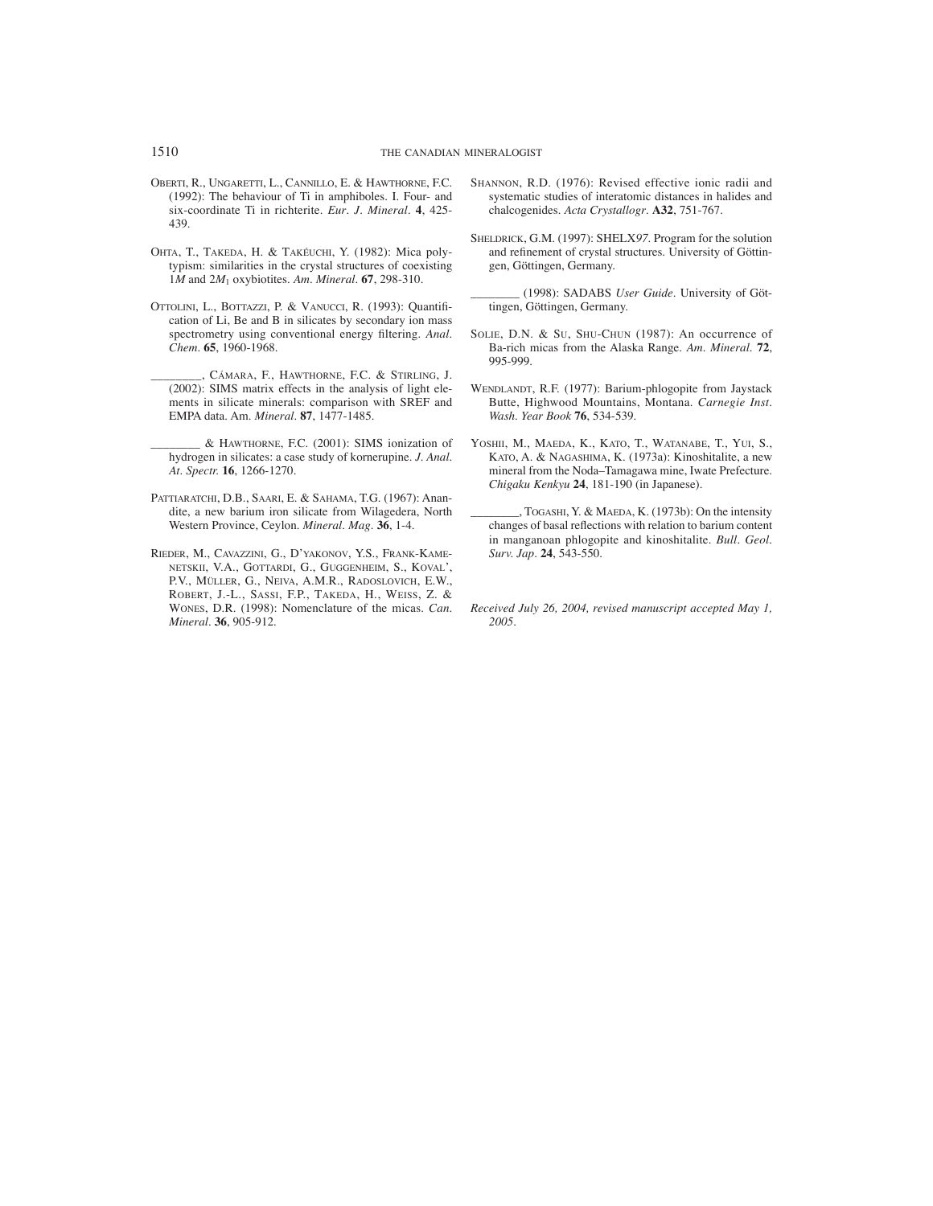OBERTI, R., UNGARETTI, L., CANNILLO, E. & HAWTHORNE, F.C. (1992): The behaviour of Ti in amphiboles. I. Four- and six-coordinate Ti in richterite. *Eur. J. Mineral.* **4**, 425-439.

OHTA, T., TAKEDA, H. & TAKÉUCHI, Y. (1982): Mica polytypism: similarities in the crystal structures of coexisting 1*M* and $2M_1$ oxybiotites. *Am. Mineral.* **67**, 298-310.

OTTOLINI, L., BOTTAZZI, P. & VANUCCI, R. (1993): Quantification of Li, Be and B in silicates by secondary ion mass spectrometry using conventional energy filtering. *Anal. Chem.* **65**, 1960-1968.

________, CÁMARA, F., HAWTHORNE, F.C. & STIRLING, J. (2002): SIMS matrix effects in the analysis of light elements in silicate minerals: comparison with SREF and EMPA data. Am. *Mineral.* **87**, 1477-1485.

________ & HAWTHORNE, F.C. (2001): SIMS ionization of hydrogen in silicates: a case study of kornerupine. *J. Anal. At. Spectr.* **16**, 1266-1270.

PATTIARATCHI, D.B., SAARI, E. & SAHAMA, T.G. (1967): Anandite, a new barium iron silicate from Wilagedera, North Western Province, Ceylon. *Mineral. Mag.* **36**, 1-4.

RIEDER, M., CAVAZZINI, G., D'YAKONOV, Y.S., FRANK-KAMENETSKII, V.A., GOTTARDI, G., GUGGENHEIM, S., KOVAL', P.V., MÜLLER, G., NEIVA, A.M.R., RADOSLOVICH, E.W., ROBERT, J.-L., SASSI, F.P., TAKEDA, H., WEISS, Z. & WONES, D.R. (1998): Nomenclature of the micas. *Can. Mineral.* **36**, 905-912.

SHANNON, R.D. (1976): Revised effective ionic radii and systematic studies of interatomic distances in halides and chalcogenides. *Acta Crystallogr.* **A32**, 751-767.

SHELDRICK, G.M. (1997): SHELX*97*. Program for the solution and refinement of crystal structures. University of Göttingen, Göttingen, Germany.

________ (1998): SADABS *User Guide*. University of Göttingen, Göttingen, Germany.

SOLIE, D.N. & SU, SHU-CHUN (1987): An occurrence of Ba-rich micas from the Alaska Range. *Am. Mineral.* **72**, 995-999.

WENDLANDT, R.F. (1977): Barium-phlogopite from Jaystack Butte, Highwood Mountains, Montana. *Carnegie Inst. Wash. Year Book* **76**, 534-539.

YOSHII, M., MAEDA, K., KATO, T., WATANABE, T., YUI, S., KATO, A. & NAGASHIMA, K. (1973a): Kinoshitalite, a new mineral from the Noda–Tamagawa mine, Iwate Prefecture. *Chigaku Kenkyu* **24**, 181-190 (in Japanese).

________, TOGASHI, Y. & MAEDA, K. (1973b): On the intensity changes of basal reflections with relation to barium content in manganoan phlogopite and kinoshitalite. *Bull. Geol. Surv. Jap.* **24**, 543-550.

*Received July 26, 2004, revised manuscript accepted May 1, 2005.*